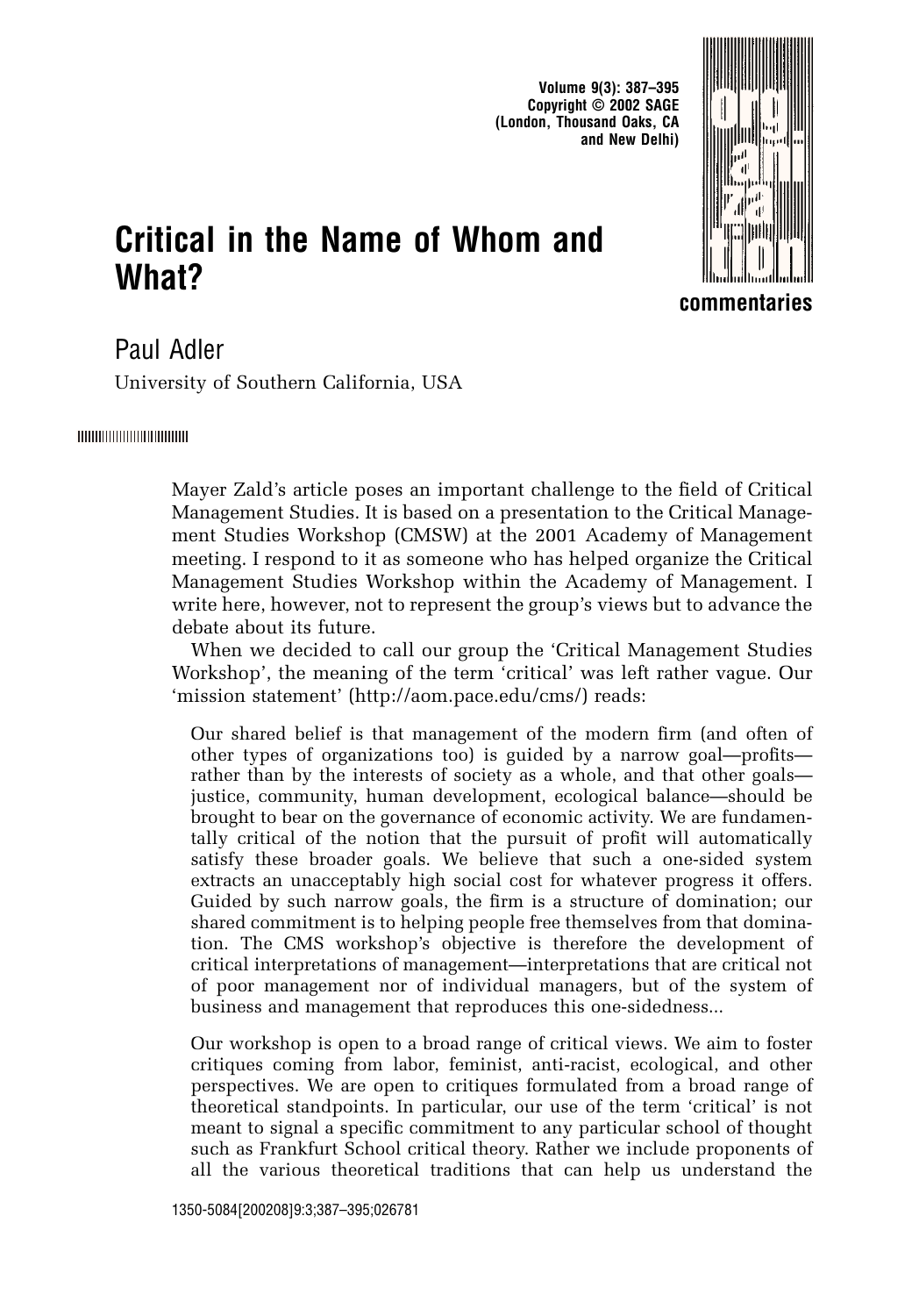# Critical in the Name of Whom and What?

## Paul Adler

University of Southern California, USA

Mayer Zald's article poses an important challenge to the field of Critical Management Studies. It is based on a presentation to the Critical Management Studies Workshop (CMSW) at the 2001 Academy of Management meeting. I respond to it as someone who has helped organize the Critical Management Studies Workshop within the Academy of Management. I write here, however, not to represent the group's views but to advance the debate about its future.

When we decided to call our group the 'Critical Management Studies Workshop', the meaning of the term 'critical' was left rather vague. Our 'mission statement' (http://aom.pace.edu/cms/) reads:

> Our shared belief is that management of the modern firm (and often of other types of organizations too) is guided by a narrow goal—profits—rather than by the interests of society as a whole, and that other goals—justice, community, human development, ecological balance—should be brought to bear on the governance of economic activity. We are fundamentally critical of the notion that the pursuit of profit will automatically satisfy these broader goals. We believe that such a one-sided system extracts an unacceptably high social cost for whatever progress it offers. Guided by such narrow goals, the firm is a structure of domination; our shared commitment is to helping people free themselves from that domination. The CMS workshop's objective is therefore the development of critical interpretations of management—interpretations that are critical not of poor management nor of individual managers, but of the system of business and management that reproduces this one-sidedness...
>
> Our workshop is open to a broad range of critical views. We aim to foster critiques coming from labor, feminist, anti-racist, ecological, and other perspectives. We are open to critiques formulated from a broad range of theoretical standpoints. In particular, our use of the term 'critical' is not meant to signal a specific commitment to any particular school of thought such as Frankfurt School critical theory. Rather we include proponents of all the various theoretical traditions that can help us understand the

1350-5084[200208]9:3;387–395;026781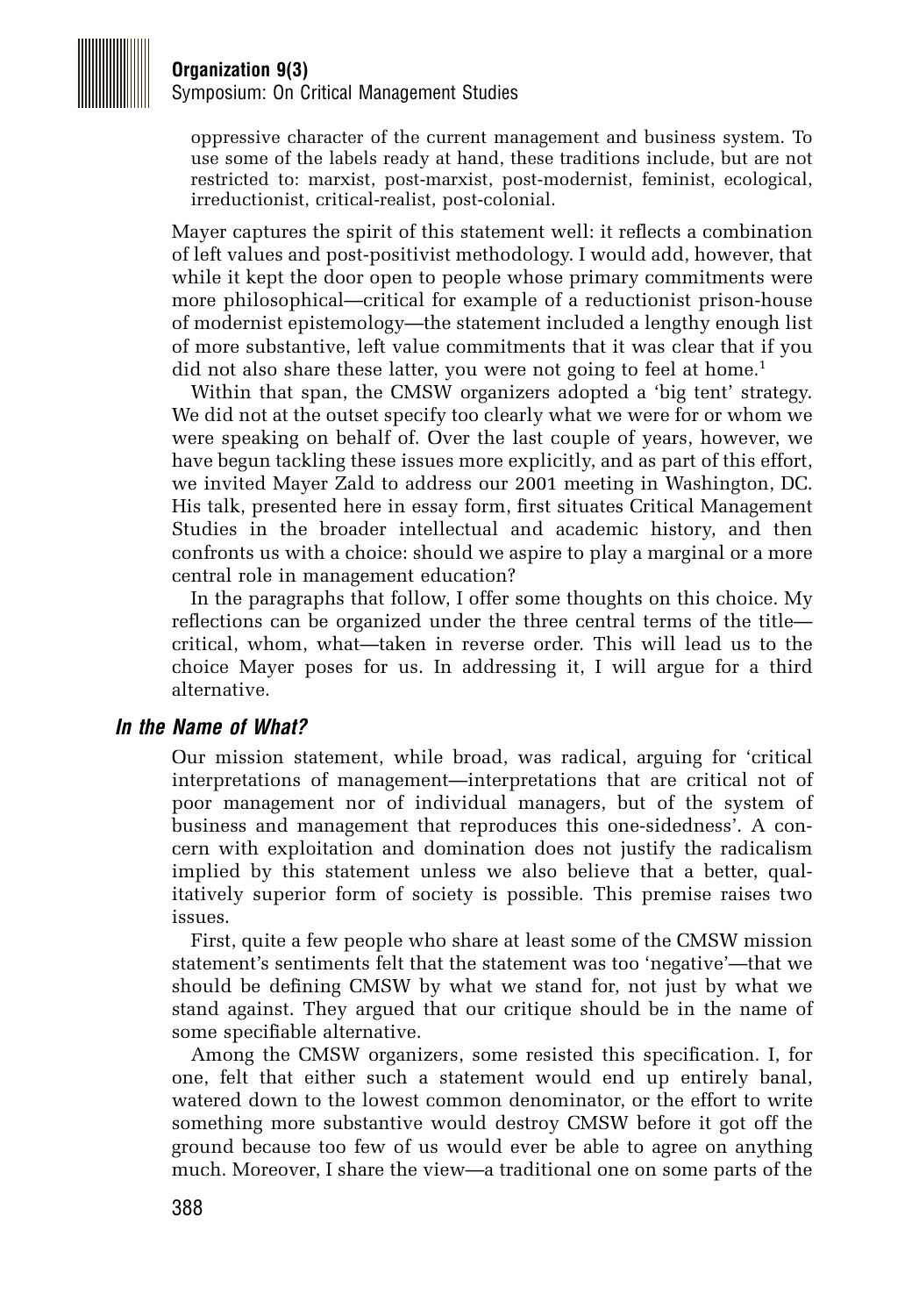oppressive character of the current management and business system. To use some of the labels ready at hand, these traditions include, but are not restricted to: marxist, post-marxist, post-modernist, feminist, ecological, irreductionist, critical-realist, post-colonial.

Mayer captures the spirit of this statement well: it reflects a combination of left values and post-positivist methodology. I would add, however, that while it kept the door open to people whose primary commitments were more philosophical—critical for example of a reductionist prison-house of modernist epistemology—the statement included a lengthy enough list of more substantive, left value commitments that it was clear that if you did not also share these latter, you were not going to feel at home.[1]

Within that span, the CMSW organizers adopted a 'big tent' strategy. We did not at the outset specify too clearly what we were for or whom we were speaking on behalf of. Over the last couple of years, however, we have begun tackling these issues more explicitly, and as part of this effort, we invited Mayer Zald to address our 2001 meeting in Washington, DC. His talk, presented here in essay form, first situates Critical Management Studies in the broader intellectual and academic history, and then confronts us with a choice: should we aspire to play a marginal or a more central role in management education?

In the paragraphs that follow, I offer some thoughts on this choice. My reflections can be organized under the three central terms of the title—critical, whom, what—taken in reverse order. This will lead us to the choice Mayer poses for us. In addressing it, I will argue for a third alternative.

## *In the Name of What?*

Our mission statement, while broad, was radical, arguing for 'critical interpretations of management—interpretations that are critical not of poor management nor of individual managers, but of the system of business and management that reproduces this one-sidedness'. A concern with exploitation and domination does not justify the radicalism implied by this statement unless we also believe that a better, qualitatively superior form of society is possible. This premise raises two issues.

First, quite a few people who share at least some of the CMSW mission statement's sentiments felt that the statement was too 'negative'—that we should be defining CMSW by what we stand for, not just by what we stand against. They argued that our critique should be in the name of some specifiable alternative.

Among the CMSW organizers, some resisted this specification. I, for one, felt that either such a statement would end up entirely banal, watered down to the lowest common denominator, or the effort to write something more substantive would destroy CMSW before it got off the ground because too few of us would ever be able to agree on anything much. Moreover, I share the view—a traditional one on some parts of the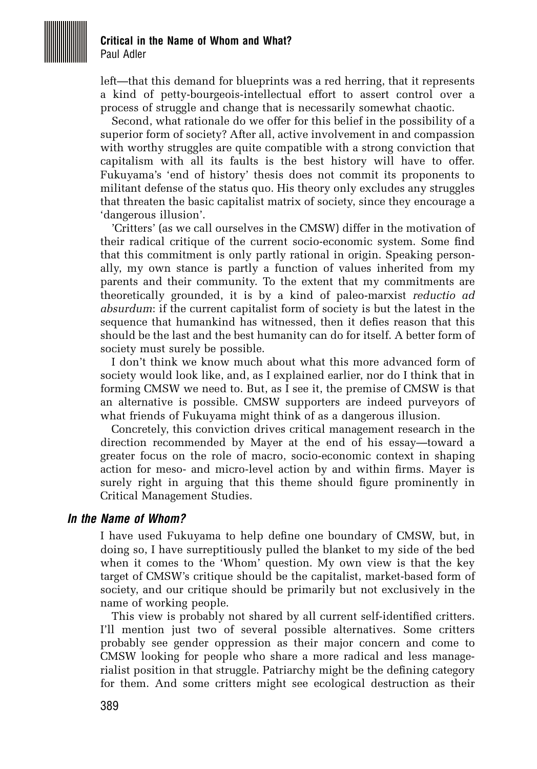left—that this demand for blueprints was a red herring, that it represents a kind of petty-bourgeois-intellectual effort to assert control over a process of struggle and change that is necessarily somewhat chaotic.

Second, what rationale do we offer for this belief in the possibility of a superior form of society? After all, active involvement in and compassion with worthy struggles are quite compatible with a strong conviction that capitalism with all its faults is the best history will have to offer. Fukuyama's 'end of history' thesis does not commit its proponents to militant defense of the status quo. His theory only excludes any struggles that threaten the basic capitalist matrix of society, since they encourage a 'dangerous illusion'.

'Critters' (as we call ourselves in the CMSW) differ in the motivation of their radical critique of the current socio-economic system. Some find that this commitment is only partly rational in origin. Speaking personally, my own stance is partly a function of values inherited from my parents and their community. To the extent that my commitments are theoretically grounded, it is by a kind of paleo-marxist *reductio ad absurdum*: if the current capitalist form of society is but the latest in the sequence that humankind has witnessed, then it defies reason that this should be the last and the best humanity can do for itself. A better form of society must surely be possible.

I don't think we know much about what this more advanced form of society would look like, and, as I explained earlier, nor do I think that in forming CMSW we need to. But, as I see it, the premise of CMSW is that an alternative is possible. CMSW supporters are indeed purveyors of what friends of Fukuyama might think of as a dangerous illusion.

Concretely, this conviction drives critical management research in the direction recommended by Mayer at the end of his essay—toward a greater focus on the role of macro, socio-economic context in shaping action for meso- and micro-level action by and within firms. Mayer is surely right in arguing that this theme should figure prominently in Critical Management Studies.

### *In the Name of Whom?*

I have used Fukuyama to help define one boundary of CMSW, but, in doing so, I have surreptitiously pulled the blanket to my side of the bed when it comes to the 'Whom' question. My own view is that the key target of CMSW's critique should be the capitalist, market-based form of society, and our critique should be primarily but not exclusively in the name of working people.

This view is probably not shared by all current self-identified critters. I'll mention just two of several possible alternatives. Some critters probably see gender oppression as their major concern and come to CMSW looking for people who share a more radical and less managerialist position in that struggle. Patriarchy might be the defining category for them. And some critters might see ecological destruction as their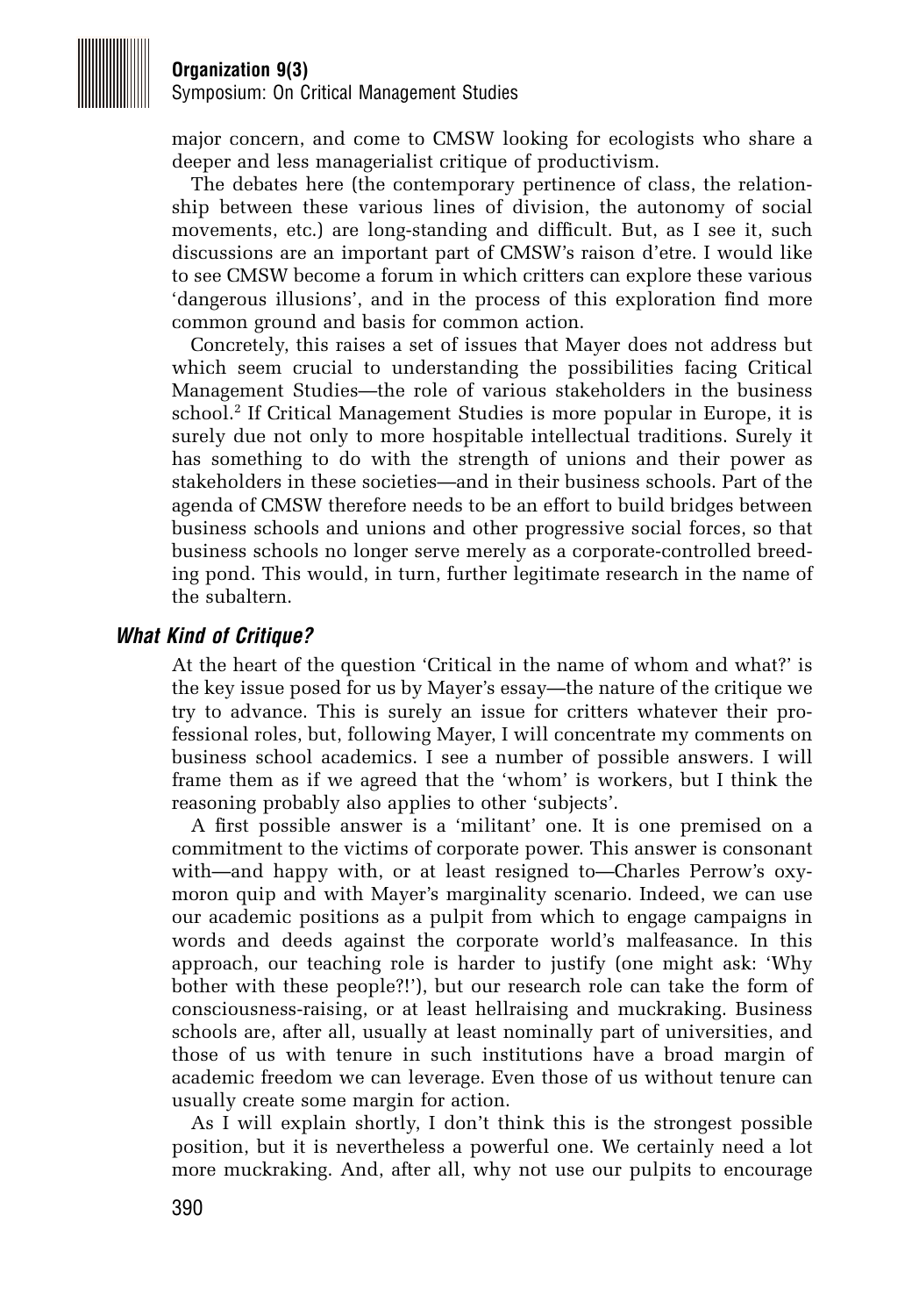major concern, and come to CMSW looking for ecologists who share a deeper and less managerialist critique of productivism.

The debates here (the contemporary pertinence of class, the relationship between these various lines of division, the autonomy of social movements, etc.) are long-standing and difficult. But, as I see it, such discussions are an important part of CMSW's raison d'etre. I would like to see CMSW become a forum in which critters can explore these various 'dangerous illusions', and in the process of this exploration find more common ground and basis for common action.

Concretely, this raises a set of issues that Mayer does not address but which seem crucial to understanding the possibilities facing Critical Management Studies—the role of various stakeholders in the business school.[2] If Critical Management Studies is more popular in Europe, it is surely due not only to more hospitable intellectual traditions. Surely it has something to do with the strength of unions and their power as stakeholders in these societies—and in their business schools. Part of the agenda of CMSW therefore needs to be an effort to build bridges between business schools and unions and other progressive social forces, so that business schools no longer serve merely as a corporate-controlled breeding pond. This would, in turn, further legitimate research in the name of the subaltern.

### *What Kind of Critique?*

At the heart of the question 'Critical in the name of whom and what?' is the key issue posed for us by Mayer's essay—the nature of the critique we try to advance. This is surely an issue for critters whatever their professional roles, but, following Mayer, I will concentrate my comments on business school academics. I see a number of possible answers. I will frame them as if we agreed that the 'whom' is workers, but I think the reasoning probably also applies to other 'subjects'.

A first possible answer is a 'militant' one. It is one premised on a commitment to the victims of corporate power. This answer is consonant with—and happy with, or at least resigned to—Charles Perrow's oxymoron quip and with Mayer's marginality scenario. Indeed, we can use our academic positions as a pulpit from which to engage campaigns in words and deeds against the corporate world's malfeasance. In this approach, our teaching role is harder to justify (one might ask: 'Why bother with these people?!'), but our research role can take the form of consciousness-raising, or at least hellraising and muckraking. Business schools are, after all, usually at least nominally part of universities, and those of us with tenure in such institutions have a broad margin of academic freedom we can leverage. Even those of us without tenure can usually create some margin for action.

As I will explain shortly, I don't think this is the strongest possible position, but it is nevertheless a powerful one. We certainly need a lot more muckraking. And, after all, why not use our pulpits to encourage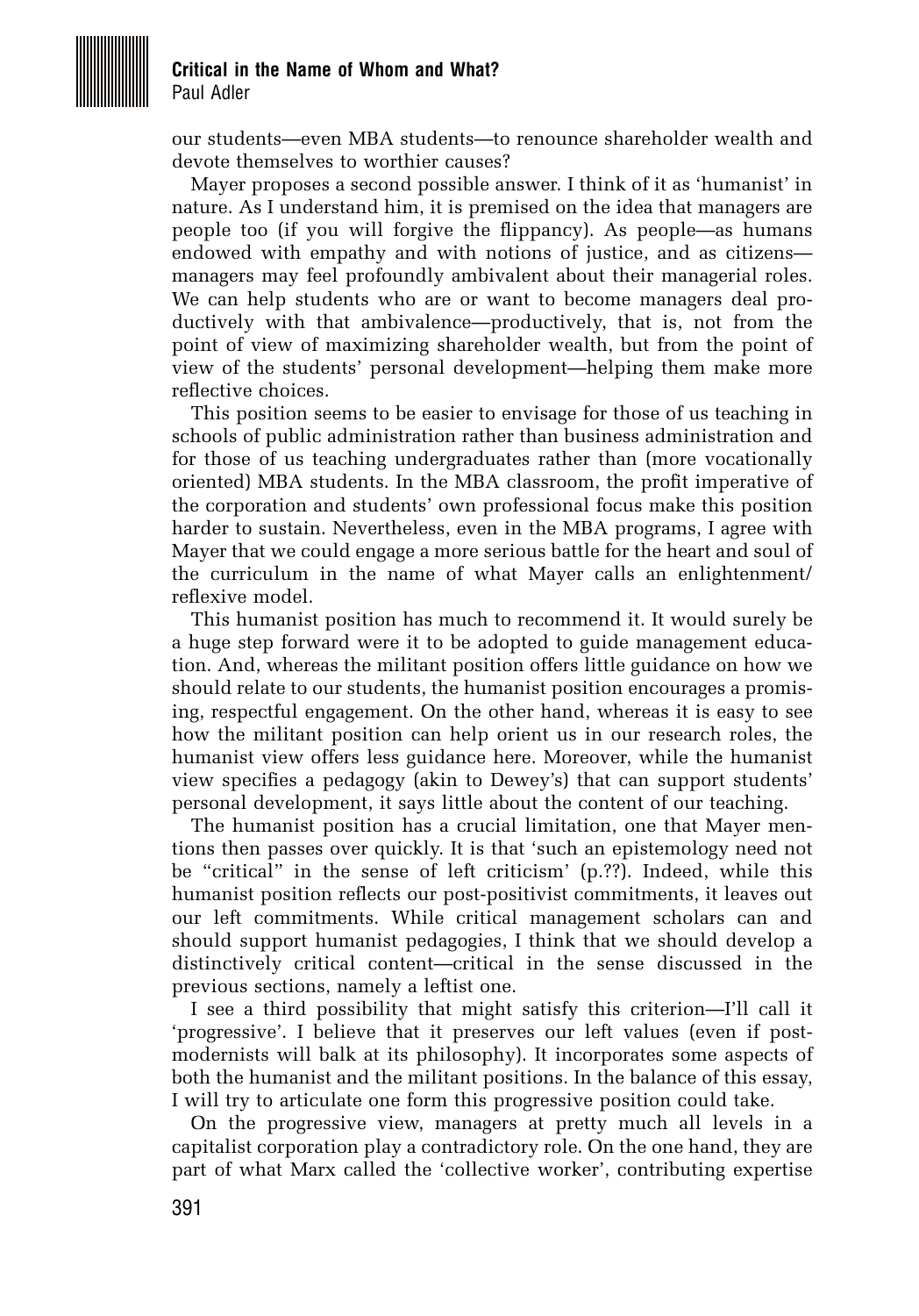our students—even MBA students—to renounce shareholder wealth and devote themselves to worthier causes?

Mayer proposes a second possible answer. I think of it as 'humanist' in nature. As I understand him, it is premised on the idea that managers are people too (if you will forgive the flippancy). As people—as humans endowed with empathy and with notions of justice, and as citizens—managers may feel profoundly ambivalent about their managerial roles. We can help students who are or want to become managers deal productively with that ambivalence—productively, that is, not from the point of view of maximizing shareholder wealth, but from the point of view of the students' personal development—helping them make more reflective choices.

This position seems to be easier to envisage for those of us teaching in schools of public administration rather than business administration and for those of us teaching undergraduates rather than (more vocationally oriented) MBA students. In the MBA classroom, the profit imperative of the corporation and students' own professional focus make this position harder to sustain. Nevertheless, even in the MBA programs, I agree with Mayer that we could engage a more serious battle for the heart and soul of the curriculum in the name of what Mayer calls an enlightenment/reflexive model.

This humanist position has much to recommend it. It would surely be a huge step forward were it to be adopted to guide management education. And, whereas the militant position offers little guidance on how we should relate to our students, the humanist position encourages a promising, respectful engagement. On the other hand, whereas it is easy to see how the militant position can help orient us in our research roles, the humanist view offers less guidance here. Moreover, while the humanist view specifies a pedagogy (akin to Dewey's) that can support students' personal development, it says little about the content of our teaching.

The humanist position has a crucial limitation, one that Mayer mentions then passes over quickly. It is that 'such an epistemology need not be "critical" in the sense of left criticism' (p.??). Indeed, while this humanist position reflects our post-positivist commitments, it leaves out our left commitments. While critical management scholars can and should support humanist pedagogies, I think that we should develop a distinctively critical content—critical in the sense discussed in the previous sections, namely a leftist one.

I see a third possibility that might satisfy this criterion—I'll call it 'progressive'. I believe that it preserves our left values (even if postmodernists will balk at its philosophy). It incorporates some aspects of both the humanist and the militant positions. In the balance of this essay, I will try to articulate one form this progressive position could take.

On the progressive view, managers at pretty much all levels in a capitalist corporation play a contradictory role. On the one hand, they are part of what Marx called the 'collective worker', contributing expertise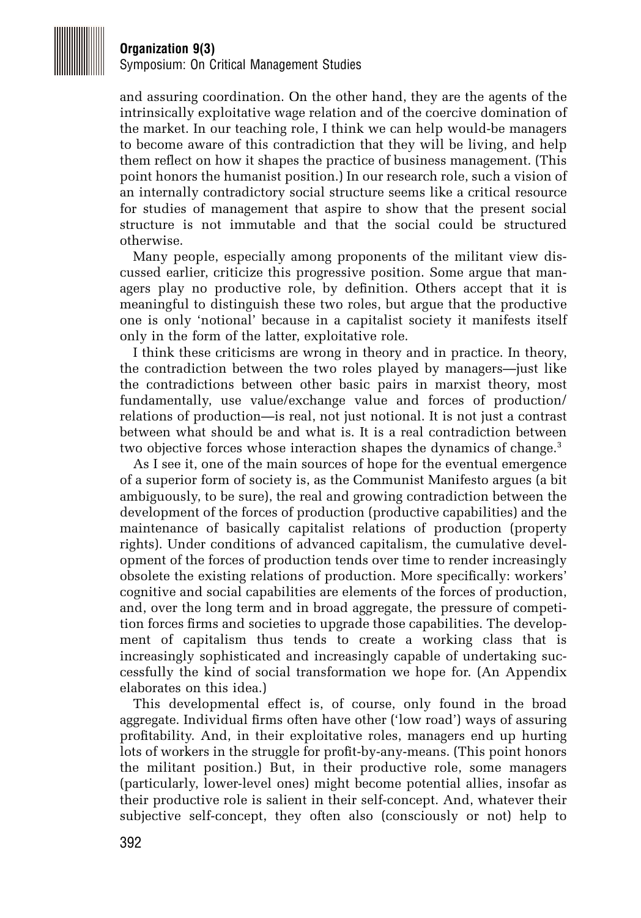and assuring coordination. On the other hand, they are the agents of the intrinsically exploitative wage relation and of the coercive domination of the market. In our teaching role, I think we can help would-be managers to become aware of this contradiction that they will be living, and help them reflect on how it shapes the practice of business management. (This point honors the humanist position.) In our research role, such a vision of an internally contradictory social structure seems like a critical resource for studies of management that aspire to show that the present social structure is not immutable and that the social could be structured otherwise.

Many people, especially among proponents of the militant view discussed earlier, criticize this progressive position. Some argue that managers play no productive role, by definition. Others accept that it is meaningful to distinguish these two roles, but argue that the productive one is only 'notional' because in a capitalist society it manifests itself only in the form of the latter, exploitative role.

I think these criticisms are wrong in theory and in practice. In theory, the contradiction between the two roles played by managers—just like the contradictions between other basic pairs in marxist theory, most fundamentally, use value/exchange value and forces of production/relations of production—is real, not just notional. It is not just a contrast between what should be and what is. It is a real contradiction between two objective forces whose interaction shapes the dynamics of change.[3]

As I see it, one of the main sources of hope for the eventual emergence of a superior form of society is, as the Communist Manifesto argues (a bit ambiguously, to be sure), the real and growing contradiction between the development of the forces of production (productive capabilities) and the maintenance of basically capitalist relations of production (property rights). Under conditions of advanced capitalism, the cumulative development of the forces of production tends over time to render increasingly obsolete the existing relations of production. More specifically: workers' cognitive and social capabilities are elements of the forces of production, and, over the long term and in broad aggregate, the pressure of competition forces firms and societies to upgrade those capabilities. The development of capitalism thus tends to create a working class that is increasingly sophisticated and increasingly capable of undertaking successfully the kind of social transformation we hope for. (An Appendix elaborates on this idea.)

This developmental effect is, of course, only found in the broad aggregate. Individual firms often have other ('low road') ways of assuring profitability. And, in their exploitative roles, managers end up hurting lots of workers in the struggle for profit-by-any-means. (This point honors the militant position.) But, in their productive role, some managers (particularly, lower-level ones) might become potential allies, insofar as their productive role is salient in their self-concept. And, whatever their subjective self-concept, they often also (consciously or not) help to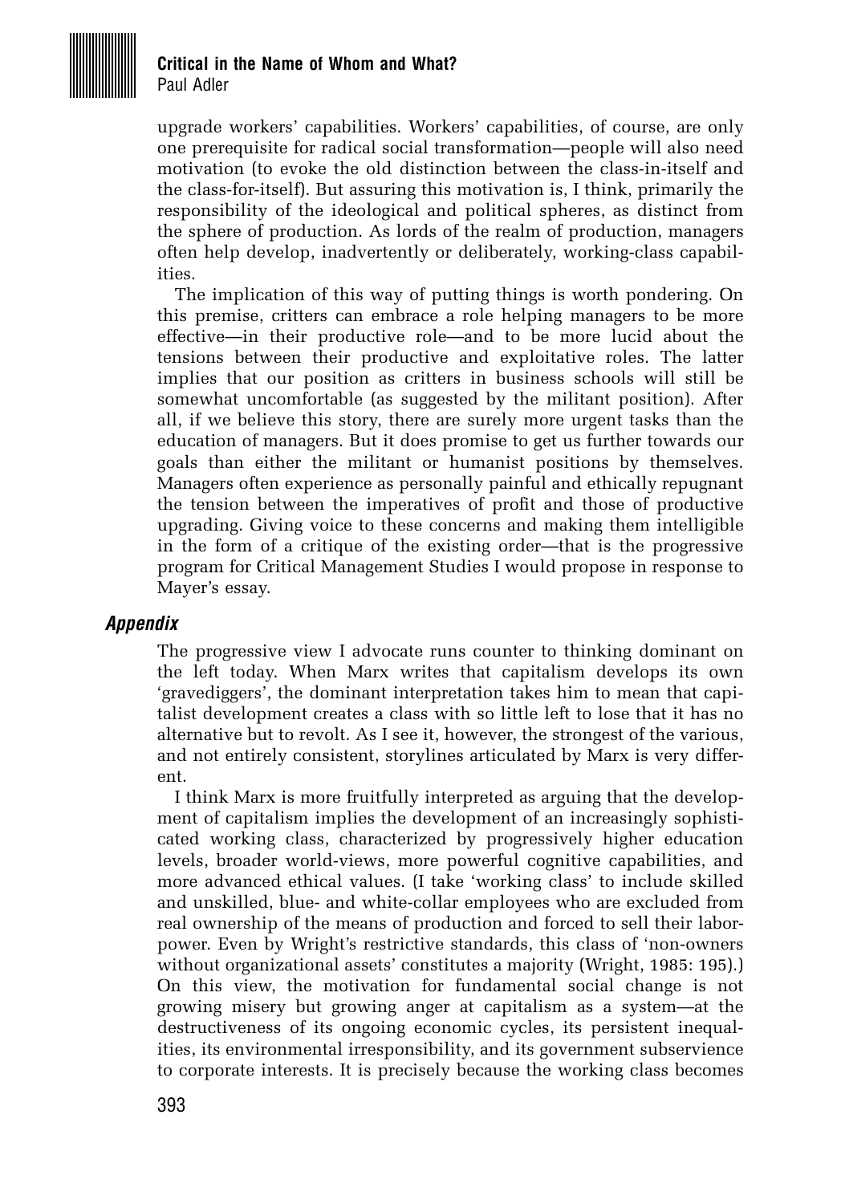upgrade workers' capabilities. Workers' capabilities, of course, are only one prerequisite for radical social transformation—people will also need motivation (to evoke the old distinction between the class-in-itself and the class-for-itself). But assuring this motivation is, I think, primarily the responsibility of the ideological and political spheres, as distinct from the sphere of production. As lords of the realm of production, managers often help develop, inadvertently or deliberately, working-class capabilities.

The implication of this way of putting things is worth pondering. On this premise, critters can embrace a role helping managers to be more effective—in their productive role—and to be more lucid about the tensions between their productive and exploitative roles. The latter implies that our position as critters in business schools will still be somewhat uncomfortable (as suggested by the militant position). After all, if we believe this story, there are surely more urgent tasks than the education of managers. But it does promise to get us further towards our goals than either the militant or humanist positions by themselves. Managers often experience as personally painful and ethically repugnant the tension between the imperatives of profit and those of productive upgrading. Giving voice to these concerns and making them intelligible in the form of a critique of the existing order—that is the progressive program for Critical Management Studies I would propose in response to Mayer's essay.

## *Appendix*

The progressive view I advocate runs counter to thinking dominant on the left today. When Marx writes that capitalism develops its own 'gravediggers', the dominant interpretation takes him to mean that capitalist development creates a class with so little left to lose that it has no alternative but to revolt. As I see it, however, the strongest of the various, and not entirely consistent, storylines articulated by Marx is very different.

I think Marx is more fruitfully interpreted as arguing that the development of capitalism implies the development of an increasingly sophisticated working class, characterized by progressively higher education levels, broader world-views, more powerful cognitive capabilities, and more advanced ethical values. (I take 'working class' to include skilled and unskilled, blue- and white-collar employees who are excluded from real ownership of the means of production and forced to sell their laborpower. Even by Wright's restrictive standards, this class of 'non-owners without organizational assets' constitutes a majority (Wright, 1985: 195).) On this view, the motivation for fundamental social change is not growing misery but growing anger at capitalism as a system—at the destructiveness of its ongoing economic cycles, its persistent inequalities, its environmental irresponsibility, and its government subservience to corporate interests. It is precisely because the working class becomes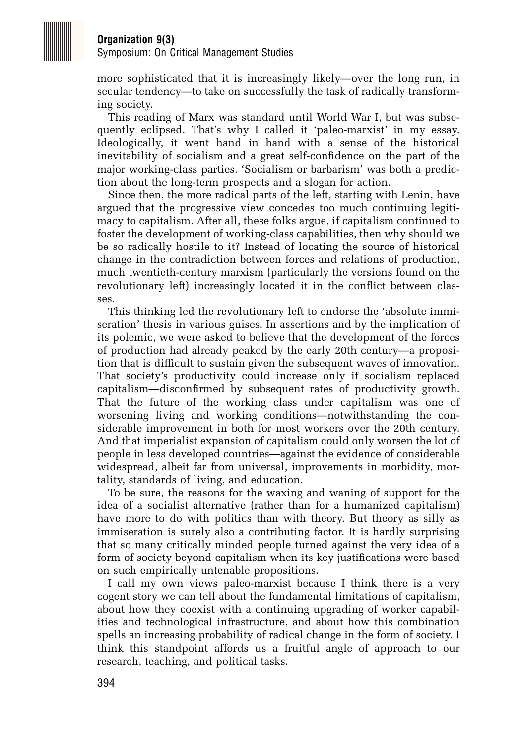more sophisticated that it is increasingly likely—over the long run, in secular tendency—to take on successfully the task of radically transforming society.

This reading of Marx was standard until World War I, but was subsequently eclipsed. That's why I called it 'paleo-marxist' in my essay. Ideologically, it went hand in hand with a sense of the historical inevitability of socialism and a great self-confidence on the part of the major working-class parties. 'Socialism or barbarism' was both a prediction about the long-term prospects and a slogan for action.

Since then, the more radical parts of the left, starting with Lenin, have argued that the progressive view concedes too much continuing legitimacy to capitalism. After all, these folks argue, if capitalism continued to foster the development of working-class capabilities, then why should we be so radically hostile to it? Instead of locating the source of historical change in the contradiction between forces and relations of production, much twentieth-century marxism (particularly the versions found on the revolutionary left) increasingly located it in the conflict between classes.

This thinking led the revolutionary left to endorse the 'absolute immiseration' thesis in various guises. In assertions and by the implication of its polemic, we were asked to believe that the development of the forces of production had already peaked by the early 20th century—a proposition that is difficult to sustain given the subsequent waves of innovation. That society's productivity could increase only if socialism replaced capitalism—disconfirmed by subsequent rates of productivity growth. That the future of the working class under capitalism was one of worsening living and working conditions—notwithstanding the considerable improvement in both for most workers over the 20th century. And that imperialist expansion of capitalism could only worsen the lot of people in less developed countries—against the evidence of considerable widespread, albeit far from universal, improvements in morbidity, mortality, standards of living, and education.

To be sure, the reasons for the waxing and waning of support for the idea of a socialist alternative (rather than for a humanized capitalism) have more to do with politics than with theory. But theory as silly as immiseration is surely also a contributing factor. It is hardly surprising that so many critically minded people turned against the very idea of a form of society beyond capitalism when its key justifications were based on such empirically untenable propositions.

I call my own views paleo-marxist because I think there is a very cogent story we can tell about the fundamental limitations of capitalism, about how they coexist with a continuing upgrading of worker capabilities and technological infrastructure, and about how this combination spells an increasing probability of radical change in the form of society. I think this standpoint affords us a fruitful angle of approach to our research, teaching, and political tasks.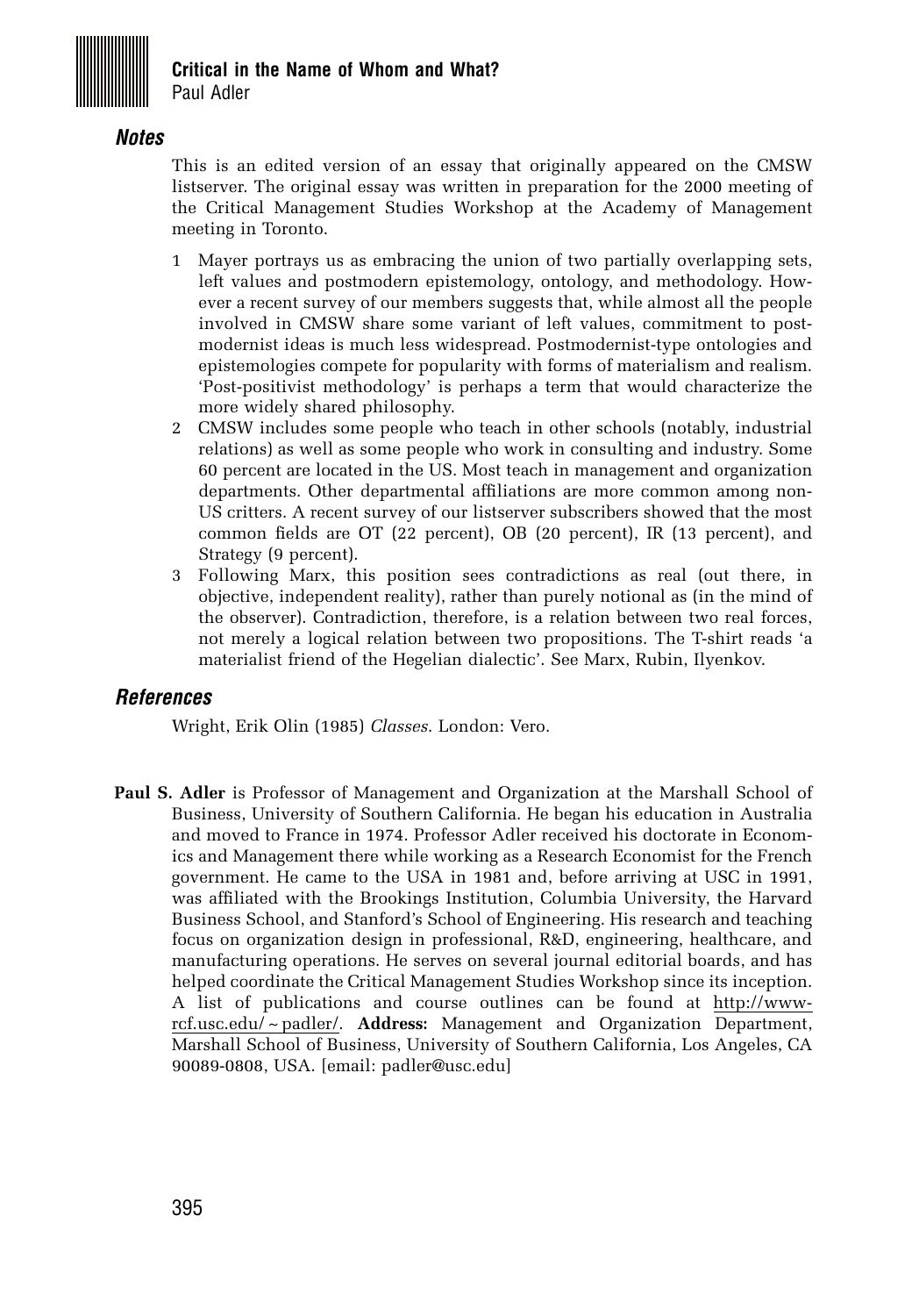## Notes

This is an edited version of an essay that originally appeared on the CMSW listserver. The original essay was written in preparation for the 2000 meeting of the Critical Management Studies Workshop at the Academy of Management meeting in Toronto.

1. Mayer portrays us as embracing the union of two partially overlapping sets, left values and postmodern epistemology, ontology, and methodology. However a recent survey of our members suggests that, while almost all the people involved in CMSW share some variant of left values, commitment to postmodernist ideas is much less widespread. Postmodernist-type ontologies and epistemologies compete for popularity with forms of materialism and realism. 'Post-positivist methodology' is perhaps a term that would characterize the more widely shared philosophy.
2. CMSW includes some people who teach in other schools (notably, industrial relations) as well as some people who work in consulting and industry. Some 60 percent are located in the US. Most teach in management and organization departments. Other departmental affiliations are more common among non-US critters. A recent survey of our listserver subscribers showed that the most common fields are OT (22 percent), OB (20 percent), IR (13 percent), and Strategy (9 percent).
3. Following Marx, this position sees contradictions as real (out there, in objective, independent reality), rather than purely notional as (in the mind of the observer). Contradiction, therefore, is a relation between two real forces, not merely a logical relation between two propositions. The T-shirt reads 'a materialist friend of the Hegelian dialectic'. See Marx, Rubin, Ilyenkov.

## References

Wright, Erik Olin (1985) *Classes*. London: Vero.

**Paul S. Adler** is Professor of Management and Organization at the Marshall School of Business, University of Southern California. He began his education in Australia and moved to France in 1974. Professor Adler received his doctorate in Economics and Management there while working as a Research Economist for the French government. He came to the USA in 1981 and, before arriving at USC in 1991, was affiliated with the Brookings Institution, Columbia University, the Harvard Business School, and Stanford's School of Engineering. His research and teaching focus on organization design in professional, R&D, engineering, healthcare, and manufacturing operations. He serves on several journal editorial boards, and has helped coordinate the Critical Management Studies Workshop since its inception. A list of publications and course outlines can be found at http://www-rcf.usc.edu/~padler/. **Address:** Management and Organization Department, Marshall School of Business, University of Southern California, Los Angeles, CA 90089-0808, USA. [email: padler@usc.edu]